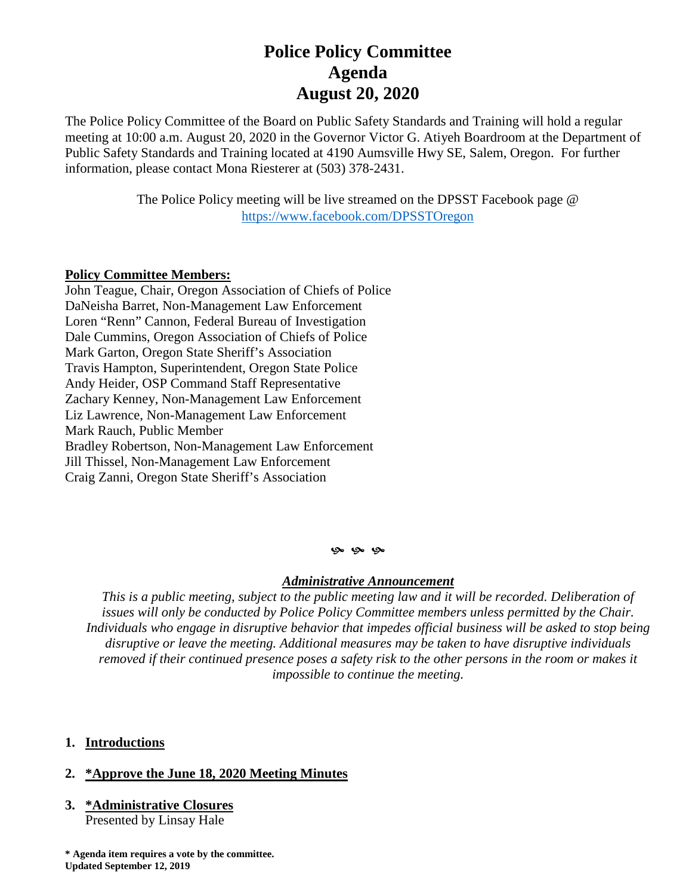# Police Policy Committee
# Agenda
# August 20, 2020

The Police Policy Committee of the Board on Public Safety Standards and Training will hold a regular meeting at 10:00 a.m. August 20, 2020 in the Governor Victor G. Atiyeh Boardroom at the Department of Public Safety Standards and Training located at 4190 Aumsville Hwy SE, Salem, Oregon. For further information, please contact Mona Riesterer at (503) 378-2431.

The Police Policy meeting will be live streamed on the DPSST Facebook page @ https://www.facebook.com/DPSSTOregon

**Policy Committee Members:**

John Teague, Chair, Oregon Association of Chiefs of Police
DaNeisha Barret, Non-Management Law Enforcement
Loren "Renn" Cannon, Federal Bureau of Investigation
Dale Cummins, Oregon Association of Chiefs of Police
Mark Garton, Oregon State Sheriff's Association
Travis Hampton, Superintendent, Oregon State Police
Andy Heider, OSP Command Staff Representative
Zachary Kenney, Non-Management Law Enforcement
Liz Lawrence, Non-Management Law Enforcement
Mark Rauch, Public Member
Bradley Robertson, Non-Management Law Enforcement
Jill Thissel, Non-Management Law Enforcement
Craig Zanni, Oregon State Sheriff's Association

***Administrative Announcement***

*This is a public meeting, subject to the public meeting law and it will be recorded. Deliberation of issues will only be conducted by Police Policy Committee members unless permitted by the Chair. Individuals who engage in disruptive behavior that impedes official business will be asked to stop being disruptive or leave the meeting. Additional measures may be taken to have disruptive individuals removed if their continued presence poses a safety risk to the other persons in the room or makes it impossible to continue the meeting.*

1. **Introductions**

2. **\*Approve the June 18, 2020 Meeting Minutes**

3. **\*Administrative Closures**
   Presented by Linsay Hale

**\* Agenda item requires a vote by the committee.**
**Updated September 12, 2019**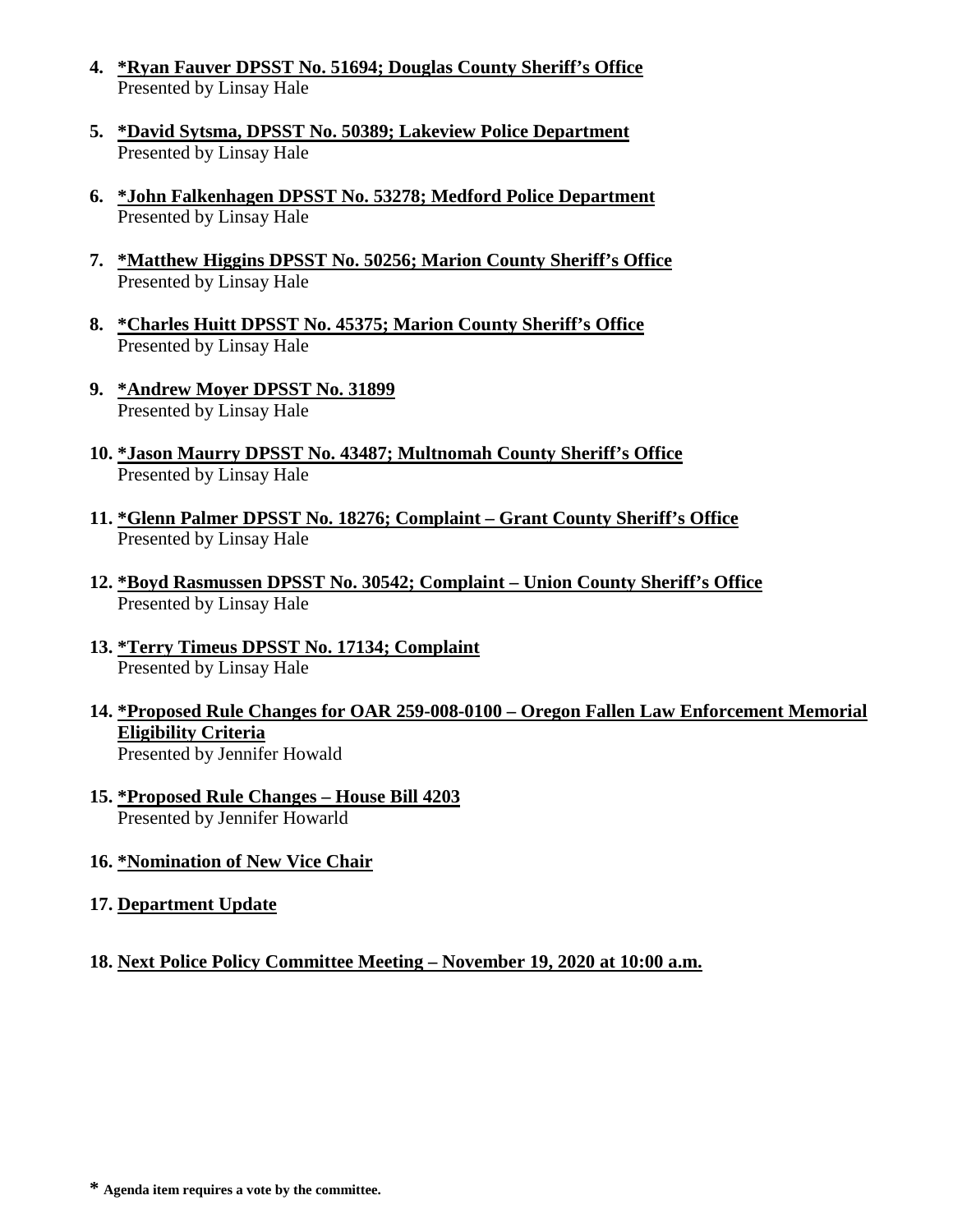4. **<u>*Ryan Fauver DPSST No. 51694; Douglas County Sheriff's Office</u>**
   Presented by Linsay Hale

5. **<u>*David Sytsma, DPSST No. 50389; Lakeview Police Department</u>**
   Presented by Linsay Hale

6. **<u>*John Falkenhagen DPSST No. 53278; Medford Police Department</u>**
   Presented by Linsay Hale

7. **<u>*Matthew Higgins DPSST No. 50256; Marion County Sheriff's Office</u>**
   Presented by Linsay Hale

8. **<u>*Charles Huitt DPSST No. 45375; Marion County Sheriff's Office</u>**
   Presented by Linsay Hale

9. **<u>*Andrew Moyer DPSST No. 31899</u>**
   Presented by Linsay Hale

10. **<u>*Jason Maurry DPSST No. 43487; Multnomah County Sheriff's Office</u>**
    Presented by Linsay Hale

11. **<u>*Glenn Palmer DPSST No. 18276; Complaint – Grant County Sheriff's Office</u>**
    Presented by Linsay Hale

12. **<u>*Boyd Rasmussen DPSST No. 30542; Complaint – Union County Sheriff's Office</u>**
    Presented by Linsay Hale

13. **<u>*Terry Timeus DPSST No. 17134; Complaint</u>**
    Presented by Linsay Hale

14. **<u>*Proposed Rule Changes for OAR 259-008-0100 – Oregon Fallen Law Enforcement Memorial Eligibility Criteria</u>**
    Presented by Jennifer Howald

15. **<u>*Proposed Rule Changes – House Bill 4203</u>**
    Presented by Jennifer Howarld

16. **<u>*Nomination of New Vice Chair</u>**

17. **<u>Department Update</u>**

18. **<u>Next Police Policy Committee Meeting – November 19, 2020 at 10:00 a.m.</u>**

**\* Agenda item requires a vote by the committee.**